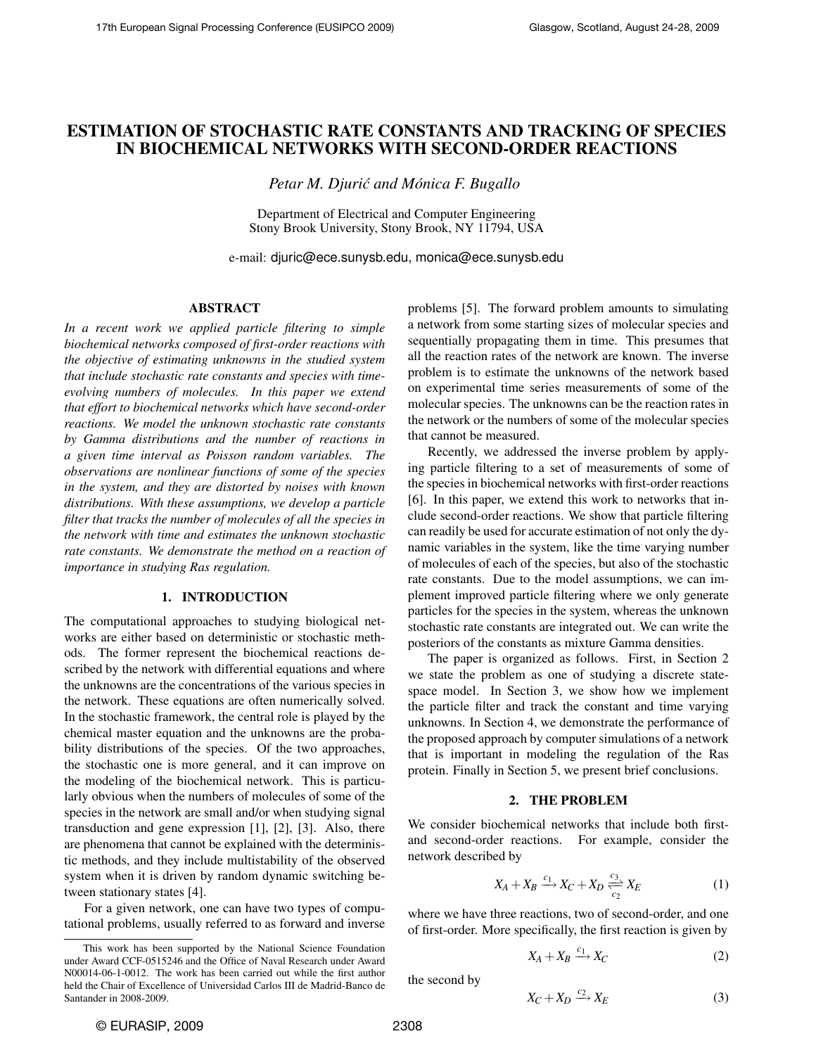# ESTIMATION OF STOCHASTIC RATE CONSTANTS AND TRACKING OF SPECIES IN BIOCHEMICAL NETWORKS WITH SECOND-ORDER REACTIONS

*Petar M. Djurić and Mónica F. Bugallo*

Department of Electrical and Computer Engineering
Stony Brook University, Stony Brook, NY 11794, USA

e-mail: djuric@ece.sunysb.edu, monica@ece.sunysb.edu

## ABSTRACT

*In a recent work we applied particle filtering to simple biochemical networks composed of first-order reactions with the objective of estimating unknowns in the studied system that include stochastic rate constants and species with time-evolving numbers of molecules. In this paper we extend that effort to biochemical networks which have second-order reactions. We model the unknown stochastic rate constants by Gamma distributions and the number of reactions in a given time interval as Poisson random variables. The observations are nonlinear functions of some of the species in the system, and they are distorted by noises with known distributions. With these assumptions, we develop a particle filter that tracks the number of molecules of all the species in the network with time and estimates the unknown stochastic rate constants. We demonstrate the method on a reaction of importance in studying Ras regulation.*

## 1. INTRODUCTION

The computational approaches to studying biological networks are either based on deterministic or stochastic methods. The former represent the biochemical reactions described by the network with differential equations and where the unknowns are the concentrations of the various species in the network. These equations are often numerically solved. In the stochastic framework, the central role is played by the chemical master equation and the unknowns are the probability distributions of the species. Of the two approaches, the stochastic one is more general, and it can improve on the modeling of the biochemical network. This is particularly obvious when the numbers of molecules of some of the species in the network are small and/or when studying signal transduction and gene expression [1], [2], [3]. Also, there are phenomena that cannot be explained with the deterministic methods, and they include multistability of the observed system when it is driven by random dynamic switching between stationary states [4].

For a given network, one can have two types of computational problems, usually referred to as forward and inverse problems [5]. The forward problem amounts to simulating a network from some starting sizes of molecular species and sequentially propagating them in time. This presumes that all the reaction rates of the network are known. The inverse problem is to estimate the unknowns of the network based on experimental time series measurements of some of the molecular species. The unknowns can be the reaction rates in the network or the numbers of some of the molecular species that cannot be measured.

Recently, we addressed the inverse problem by applying particle filtering to a set of measurements of some of the species in biochemical networks with first-order reactions [6]. In this paper, we extend this work to networks that include second-order reactions. We show that particle filtering can readily be used for accurate estimation of not only the dynamic variables in the system, like the time varying number of molecules of each of the species, but also of the stochastic rate constants. Due to the model assumptions, we can implement improved particle filtering where we only generate particles for the species in the system, whereas the unknown stochastic rate constants are integrated out. We can write the posteriors of the constants as mixture Gamma densities.

The paper is organized as follows. First, in Section 2 we state the problem as one of studying a discrete state-space model. In Section 3, we show how we implement the particle filter and track the constant and time varying unknowns. In Section 4, we demonstrate the performance of the proposed approach by computer simulations of a network that is important in modeling the regulation of the Ras protein. Finally in Section 5, we present brief conclusions.

## 2. THE PROBLEM

We consider biochemical networks that include both first- and second-order reactions. For example, consider the network described by

$$X_A + X_B \xrightarrow{c_1} X_C + X_D \underset{c_2}{\overset{c_3}{\rightleftharpoons}} X_E \tag{1}$$

where we have three reactions, two of second-order, and one of first-order. More specifically, the first reaction is given by

$$X_A + X_B \xrightarrow{c_1} X_C \tag{2}$$

the second by

$$X_C + X_D \xrightarrow{c_2} X_E \tag{3}$$

This work has been supported by the National Science Foundation under Award CCF-0515246 and the Office of Naval Research under Award N00014-06-1-0012. The work has been carried out while the first author held the Chair of Excellence of Universidad Carlos III de Madrid-Banco de Santander in 2008-2009.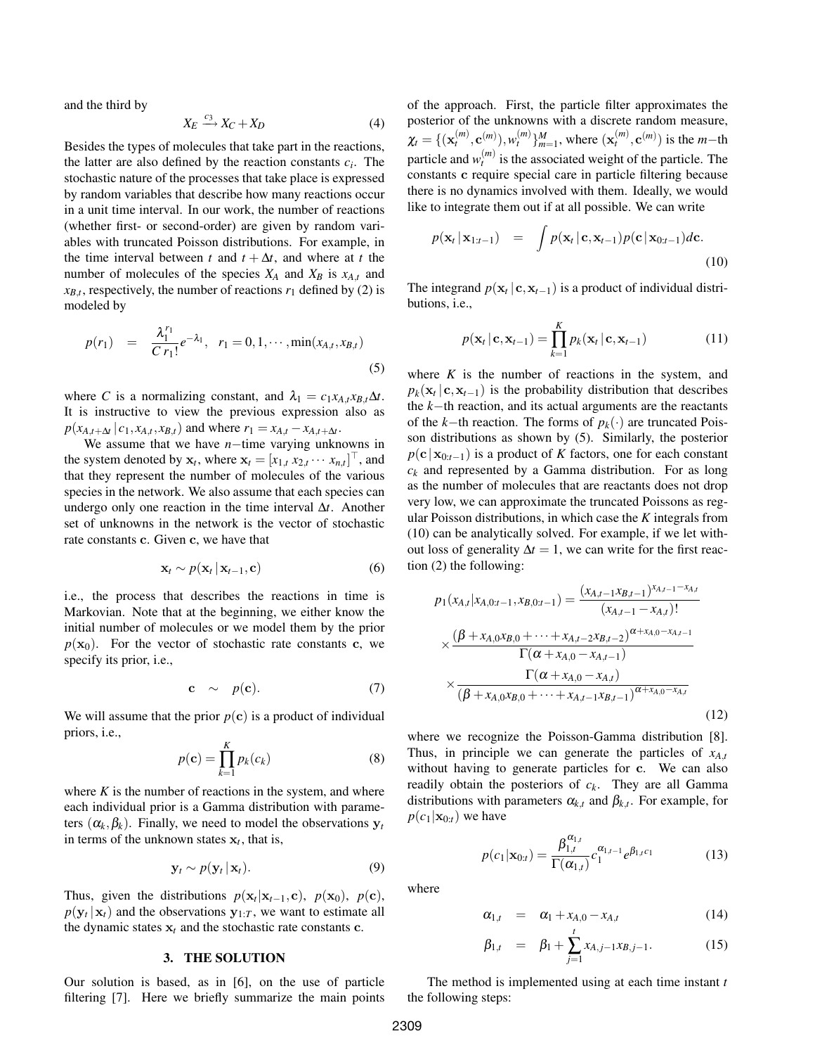and the third by

$$X_E \xrightarrow{c_3} X_C + X_D \tag{4}$$

Besides the types of molecules that take part in the reactions, the latter are also defined by the reaction constants $c_i$. The stochastic nature of the processes that take place is expressed by random variables that describe how many reactions occur in a unit time interval. In our work, the number of reactions (whether first- or second-order) are given by random variables with truncated Poisson distributions. For example, in the time interval between $t$ and $t+\Delta t$, and where at $t$ the number of molecules of the species $X_A$ and $X_B$ is $x_{A,t}$ and $x_{B,t}$, respectively, the number of reactions $r_1$ defined by (2) is modeled by

$$p(r_1) \quad = \quad \frac{\lambda_1^{r_1}}{C\, r_1!} e^{-\lambda_1}, \quad r_1 = 0, 1, \cdots, \min(x_{A,t}, x_{B,t}) \tag{5}$$

where $C$ is a normalizing constant, and $\lambda_1 = c_1 x_{A,t} x_{B,t} \Delta t$. It is instructive to view the previous expression also as $p(x_{A,t+\Delta t}\,|\,c_1, x_{A,t}, x_{B,t})$ and where $r_1 = x_{A,t} - x_{A,t+\Delta t}$.

We assume that we have $n-$time varying unknowns in the system denoted by $\mathbf{x}_t$, where $\mathbf{x}_t = [x_{1,t}\; x_{2,t} \cdots x_{n,t}]^\top$, and that they represent the number of molecules of the various species in the network. We also assume that each species can undergo only one reaction in the time interval $\Delta t$. Another set of unknowns in the network is the vector of stochastic rate constants $\mathbf{c}$. Given $\mathbf{c}$, we have that

$$\mathbf{x}_t \sim p(\mathbf{x}_t\,|\,\mathbf{x}_{t-1}, \mathbf{c}) \tag{6}$$

i.e., the process that describes the reactions in time is Markovian. Note that at the beginning, we either know the initial number of molecules or we model them by the prior $p(\mathbf{x}_0)$. For the vector of stochastic rate constants $\mathbf{c}$, we specify its prior, i.e.,

$$\mathbf{c} \quad \sim \quad p(\mathbf{c}). \tag{7}$$

We will assume that the prior $p(\mathbf{c})$ is a product of individual priors, i.e.,

$$p(\mathbf{c}) = \prod_{k=1}^{K} p_k(c_k) \tag{8}$$

where $K$ is the number of reactions in the system, and where each individual prior is a Gamma distribution with parameters $(\alpha_k, \beta_k)$. Finally, we need to model the observations $\mathbf{y}_t$ in terms of the unknown states $\mathbf{x}_t$, that is,

$$\mathbf{y}_t \sim p(\mathbf{y}_t\,|\,\mathbf{x}_t). \tag{9}$$

Thus, given the distributions $p(\mathbf{x}_t|\mathbf{x}_{t-1}, \mathbf{c})$, $p(\mathbf{x}_0)$, $p(\mathbf{c})$, $p(\mathbf{y}_t\,|\,\mathbf{x}_t)$ and the observations $\mathbf{y}_{1:T}$, we want to estimate all the dynamic states $\mathbf{x}_t$ and the stochastic rate constants $\mathbf{c}$.

## 3. THE SOLUTION

Our solution is based, as in [6], on the use of particle filtering [7]. Here we briefly summarize the main points of the approach. First, the particle filter approximates the posterior of the unknowns with a discrete random measure, $\chi_t = \{(\mathbf{x}_t^{(m)}, \mathbf{c}^{(m)}), w_t^{(m)}\}_{m=1}^{M}$, where $(\mathbf{x}_t^{(m)}, \mathbf{c}^{(m)})$ is the $m-$th particle and $w_t^{(m)}$ is the associated weight of the particle. The constants $\mathbf{c}$ require special care in particle filtering because there is no dynamics involved with them. Ideally, we would like to integrate them out if at all possible. We can write

$$p(\mathbf{x}_t\,|\,\mathbf{x}_{1:t-1}) \quad = \quad \int p(\mathbf{x}_t\,|\,\mathbf{c}, \mathbf{x}_{t-1}) p(\mathbf{c}\,|\,\mathbf{x}_{0:t-1}) d\mathbf{c}. \tag{10}$$

The integrand $p(\mathbf{x}_t\,|\,\mathbf{c}, \mathbf{x}_{t-1})$ is a product of individual distributions, i.e.,

$$p(\mathbf{x}_t\,|\,\mathbf{c}, \mathbf{x}_{t-1}) = \prod_{k=1}^{K} p_k(\mathbf{x}_t\,|\,\mathbf{c}, \mathbf{x}_{t-1}) \tag{11}$$

where $K$ is the number of reactions in the system, and $p_k(\mathbf{x}_t\,|\,\mathbf{c}, \mathbf{x}_{t-1})$ is the probability distribution that describes the $k-$th reaction, and its actual arguments are the reactants of the $k-$th reaction. The forms of $p_k(\cdot)$ are truncated Poisson distributions as shown by (5). Similarly, the posterior $p(\mathbf{c}\,|\,\mathbf{x}_{0:t-1})$ is a product of $K$ factors, one for each constant $c_k$ and represented by a Gamma distribution. For as long as the number of molecules that are reactants does not drop very low, we can approximate the truncated Poissons as regular Poisson distributions, in which case the $K$ integrals from (10) can be analytically solved. For example, if we let without loss of generality $\Delta t = 1$, we can write for the first reaction (2) the following:

$$\begin{aligned}
p_1(x_{A,t}|x_{A,0:t-1}, x_{B,0:t-1}) &= \frac{(x_{A,t-1}x_{B,t-1})^{x_{A,t-1}-x_{A,t}}}{(x_{A,t-1}-x_{A,t})!} \\
&\times \frac{(\beta + x_{A,0}x_{B,0} + \cdots + x_{A,t-2}x_{B,t-2})^{\alpha + x_{A,0} - x_{A,t-1}}}{\Gamma(\alpha + x_{A,0} - x_{A,t-1})} \\
&\times \frac{\Gamma(\alpha + x_{A,0} - x_{A,t})}{(\beta + x_{A,0}x_{B,0} + \cdots + x_{A,t-1}x_{B,t-1})^{\alpha + x_{A,0} - x_{A,t}}}
\end{aligned} \tag{12}$$

where we recognize the Poisson-Gamma distribution [8]. Thus, in principle we can generate the particles of $x_{A,t}$ without having to generate particles for $\mathbf{c}$. We can also readily obtain the posteriors of $c_k$. They are all Gamma distributions with parameters $\alpha_{k,t}$ and $\beta_{k,t}$. For example, for $p(c_1|\mathbf{x}_{0:t})$ we have

$$p(c_1|\mathbf{x}_{0:t}) = \frac{\beta_{1,t}^{\alpha_{1,t}}}{\Gamma(\alpha_{1,t})} c_1^{\alpha_{1,t}-1} e^{\beta_{1,t} c_1} \tag{13}$$

where

$$\alpha_{1,t} \quad = \quad \alpha_1 + x_{A,0} - x_{A,t} \tag{14}$$

$$\beta_{1,t} \quad = \quad \beta_1 + \sum_{j=1}^{t} x_{A,j-1} x_{B,j-1}. \tag{15}$$

The method is implemented using at each time instant $t$ the following steps: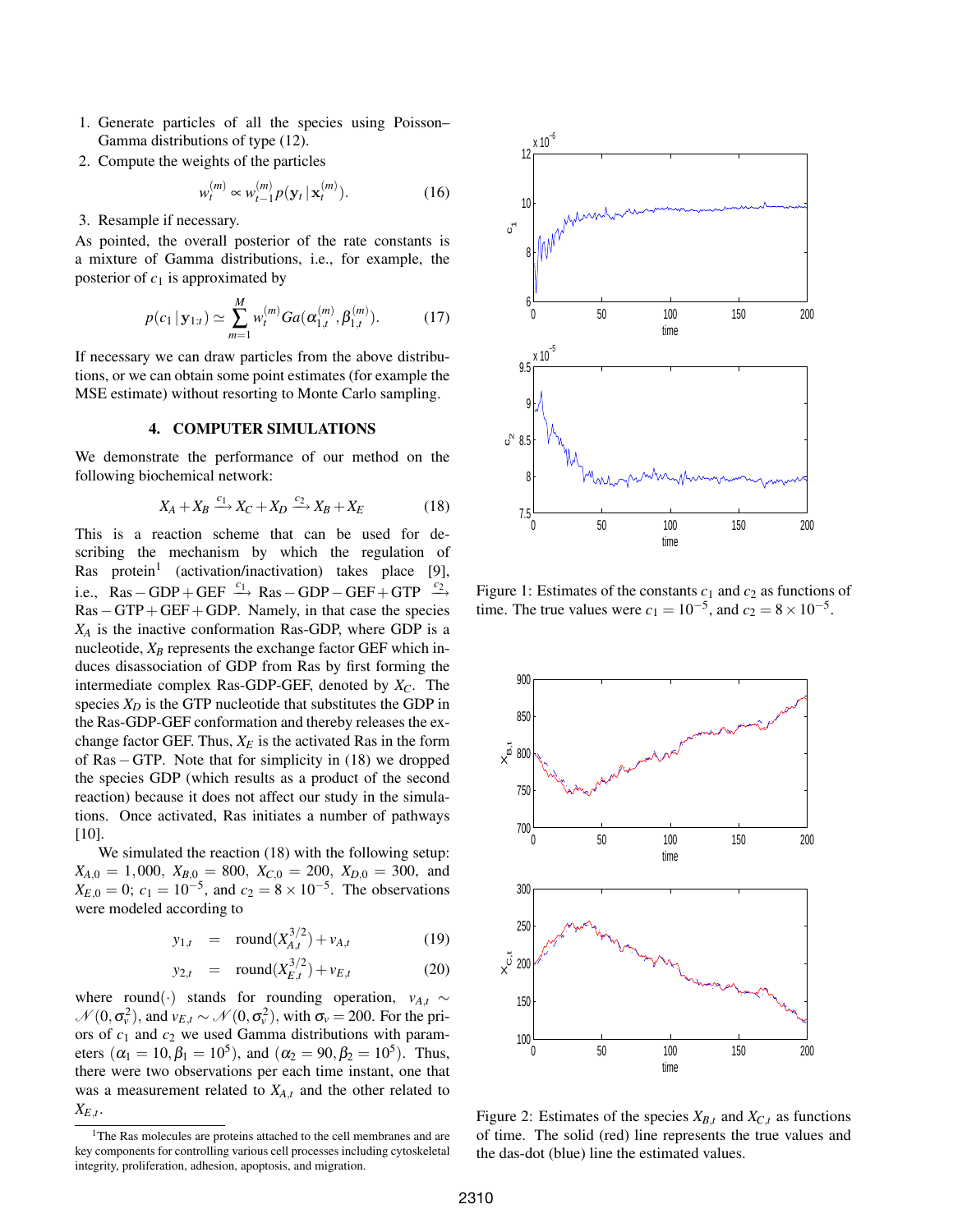1. Generate particles of all the species using Poisson–Gamma distributions of type (12).
2. Compute the weights of the particles

$$w_t^{(m)} \propto w_{t-1}^{(m)} p(\mathbf{y}_t \,|\, \mathbf{x}_t^{(m)}). \tag{16}$$

3. Resample if necessary.

As pointed, the overall posterior of the rate constants is a mixture of Gamma distributions, i.e., for example, the posterior of $c_1$ is approximated by

$$p(c_1 \,|\, \mathbf{y}_{1:t}) \simeq \sum_{m=1}^{M} w_t^{(m)} Ga(\alpha_{1,t}^{(m)}, \beta_{1,t}^{(m)}). \tag{17}$$

If necessary we can draw particles from the above distributions, or we can obtain some point estimates (for example the MSE estimate) without resorting to Monte Carlo sampling.

## 4. COMPUTER SIMULATIONS

We demonstrate the performance of our method on the following biochemical network:

$$X_A + X_B \xrightarrow{c_1} X_C + X_D \xrightarrow{c_2} X_B + X_E \tag{18}$$

This is a reaction scheme that can be used for describing the mechanism by which the regulation of Ras protein[1] (activation/inactivation) takes place [9], i.e., $\mathrm{Ras-GDP+GEF} \xrightarrow{c_1} \mathrm{Ras-GDP-GEF+GTP} \xrightarrow{c_2} \mathrm{Ras-GTP+GEF+GDP}$. Namely, in that case the species $X_A$ is the inactive conformation Ras-GDP, where GDP is a nucleotide, $X_B$ represents the exchange factor GEF which induces disassociation of GDP from Ras by first forming the intermediate complex Ras-GDP-GEF, denoted by $X_C$. The species $X_D$ is the GTP nucleotide that substitutes the GDP in the Ras-GDP-GEF conformation and thereby releases the exchange factor GEF. Thus, $X_E$ is the activated Ras in the form of $\mathrm{Ras-GTP}$. Note that for simplicity in (18) we dropped the species GDP (which results as a product of the second reaction) because it does not affect our study in the simulations. Once activated, Ras initiates a number of pathways [10].

We simulated the reaction (18) with the following setup: $X_{A,0} = 1,000$, $X_{B,0} = 800$, $X_{C,0} = 200$, $X_{D,0} = 300$, and $X_{E,0} = 0$; $c_1 = 10^{-5}$, and $c_2 = 8 \times 10^{-5}$. The observations were modeled according to

$$y_{1,t} = \mathrm{round}(X_{A,t}^{3/2}) + v_{A,t} \tag{19}$$

$$y_{2,t} = \mathrm{round}(X_{E,t}^{3/2}) + v_{E,t} \tag{20}$$

where round$(\cdot)$ stands for rounding operation, $v_{A,t} \sim \mathcal{N}(0, \sigma_v^2)$, and $v_{E,t} \sim \mathcal{N}(0, \sigma_v^2)$, with $\sigma_v = 200$. For the priors of $c_1$ and $c_2$ we used Gamma distributions with parameters ($\alpha_1 = 10, \beta_1 = 10^5$), and ($\alpha_2 = 90, \beta_2 = 10^5$). Thus, there were two observations per each time instant, one that was a measurement related to $X_{A,t}$ and the other related to $X_{E,t}$.

[1] The Ras molecules are proteins attached to the cell membranes and are key components for controlling various cell processes including cytoskeletal integrity, proliferation, adhesion, apoptosis, and migration.

Figure 1: Estimates of the constants $c_1$ and $c_2$ as functions of time. The true values were $c_1 = 10^{-5}$, and $c_2 = 8 \times 10^{-5}$.

Figure 2: Estimates of the species $X_{B,t}$ and $X_{C,t}$ as functions of time. The solid (red) line represents the true values and the das-dot (blue) line the estimated values.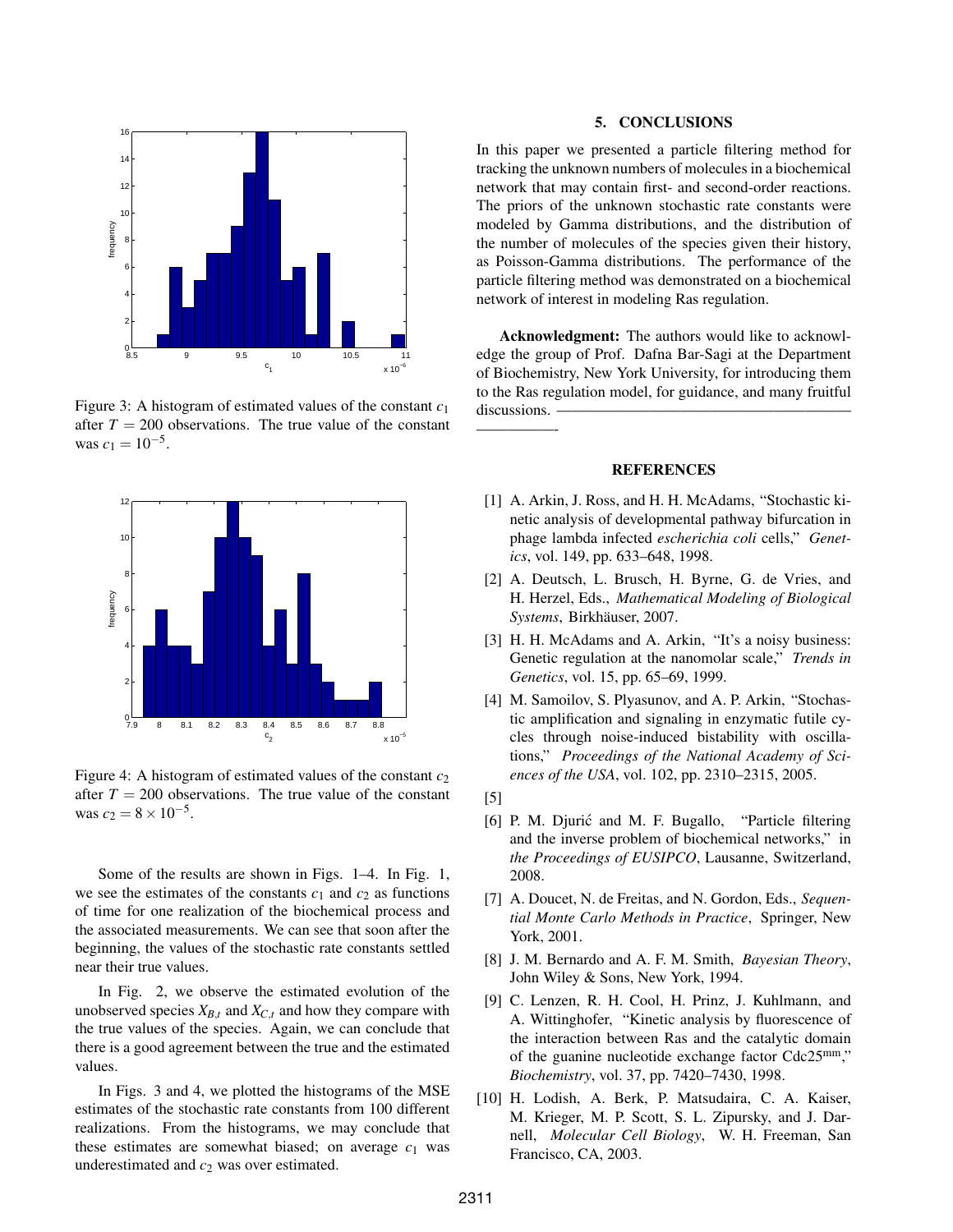16
14
12
10
8
6
4
2
0
frequency
8.5 9 9.5 10 10.5 11
$c_1$
x $10^{-6}$

Figure 3: A histogram of estimated values of the constant $c_1$ after $T = 200$ observations. The true value of the constant was $c_1 = 10^{-5}$.

12
10
8
6
4
2
0
frequency
7.9 8 8.1 8.2 8.3 8.4 8.5 8.6 8.7 8.8
$c_2$
x $10^{-5}$

Figure 4: A histogram of estimated values of the constant $c_2$ after $T = 200$ observations. The true value of the constant was $c_2 = 8 \times 10^{-5}$.

Some of the results are shown in Figs. 1–4. In Fig. 1, we see the estimates of the constants $c_1$ and $c_2$ as functions of time for one realization of the biochemical process and the associated measurements. We can see that soon after the beginning, the values of the stochastic rate constants settled near their true values.

In Fig. 2, we observe the estimated evolution of the unobserved species $X_{B,t}$ and $X_{C,t}$ and how they compare with the true values of the species. Again, we can conclude that there is a good agreement between the true and the estimated values.

In Figs. 3 and 4, we plotted the histograms of the MSE estimates of the stochastic rate constants from 100 different realizations. From the histograms, we may conclude that these estimates are somewhat biased; on average $c_1$ was underestimated and $c_2$ was over estimated.

## 5. CONCLUSIONS

In this paper we presented a particle filtering method for tracking the unknown numbers of molecules in a biochemical network that may contain first- and second-order reactions. The priors of the unknown stochastic rate constants were modeled by Gamma distributions, and the distribution of the number of molecules of the species given their history, as Poisson-Gamma distributions. The performance of the particle filtering method was demonstrated on a biochemical network of interest in modeling Ras regulation.

**Acknowledgment:** The authors would like to acknowledge the group of Prof. Dafna Bar-Sagi at the Department of Biochemistry, New York University, for introducing them to the Ras regulation model, for guidance, and many fruitful discussions. ——————————————————————-

## REFERENCES

[1] A. Arkin, J. Ross, and H. H. McAdams, "Stochastic kinetic analysis of developmental pathway bifurcation in phage lambda infected *escherichia coli* cells," *Genetics*, vol. 149, pp. 633–648, 1998.

[2] A. Deutsch, L. Brusch, H. Byrne, G. de Vries, and H. Herzel, Eds., *Mathematical Modeling of Biological Systems*, Birkhäuser, 2007.

[3] H. H. McAdams and A. Arkin, "It's a noisy business: Genetic regulation at the nanomolar scale," *Trends in Genetics*, vol. 15, pp. 65–69, 1999.

[4] M. Samoilov, S. Plyasunov, and A. P. Arkin, "Stochastic amplification and signaling in enzymatic futile cycles through noise-induced bistability with oscillations," *Proceedings of the National Academy of Sciences of the USA*, vol. 102, pp. 2310–2315, 2005.

[5]

[6] P. M. Djurić and M. F. Bugallo, "Particle filtering and the inverse problem of biochemical networks," in *the Proceedings of EUSIPCO*, Lausanne, Switzerland, 2008.

[7] A. Doucet, N. de Freitas, and N. Gordon, Eds., *Sequential Monte Carlo Methods in Practice*, Springer, New York, 2001.

[8] J. M. Bernardo and A. F. M. Smith, *Bayesian Theory*, John Wiley & Sons, New York, 1994.

[9] C. Lenzen, R. H. Cool, H. Prinz, J. Kuhlmann, and A. Wittinghofer, "Kinetic analysis by fluorescence of the interaction between Ras and the catalytic domain of the guanine nucleotide exchange factor Cdc25[mm]," *Biochemistry*, vol. 37, pp. 7420–7430, 1998.

[10] H. Lodish, A. Berk, P. Matsudaira, C. A. Kaiser, M. Krieger, M. P. Scott, S. L. Zipursky, and J. Darnell, *Molecular Cell Biology*, W. H. Freeman, San Francisco, CA, 2003.